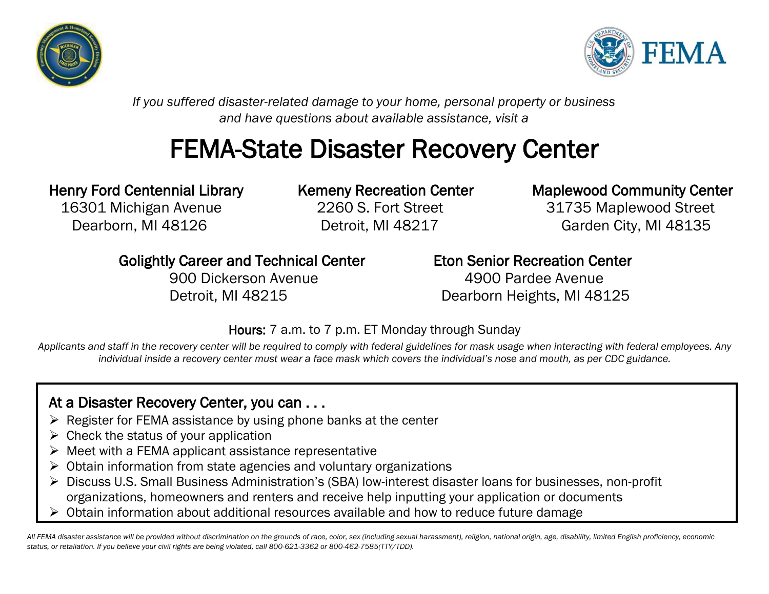*If you suffered disaster-related damage to your home, personal property or business and have questions about available assistance, visit a*

# FEMA-State Disaster Recovery Center

**Henry Ford Centennial Library**
16301 Michigan Avenue
Dearborn, MI 48126

**Kemeny Recreation Center**
2260 S. Fort Street
Detroit, MI 48217

**Maplewood Community Center**
31735 Maplewood Street
Garden City, MI 48135

**Golightly Career and Technical Center**
900 Dickerson Avenue
Detroit, MI 48215

**Eton Senior Recreation Center**
4900 Pardee Avenue
Dearborn Heights, MI 48125

**Hours:** 7 a.m. to 7 p.m. ET Monday through Sunday

*Applicants and staff in the recovery center will be required to comply with federal guidelines for mask usage when interacting with federal employees. Any individual inside a recovery center must wear a face mask which covers the individual's nose and mouth, as per CDC guidance.*

## At a Disaster Recovery Center, you can . . .

- Register for FEMA assistance by using phone banks at the center
- Check the status of your application
- Meet with a FEMA applicant assistance representative
- Obtain information from state agencies and voluntary organizations
- Discuss U.S. Small Business Administration's (SBA) low-interest disaster loans for businesses, non-profit organizations, homeowners and renters and receive help inputting your application or documents
- Obtain information about additional resources available and how to reduce future damage

*All FEMA disaster assistance will be provided without discrimination on the grounds of race, color, sex (including sexual harassment), religion, national origin, age, disability, limited English proficiency, economic status, or retaliation. If you believe your civil rights are being violated, call 800-621-3362 or 800-462-7585(TTY/TDD).*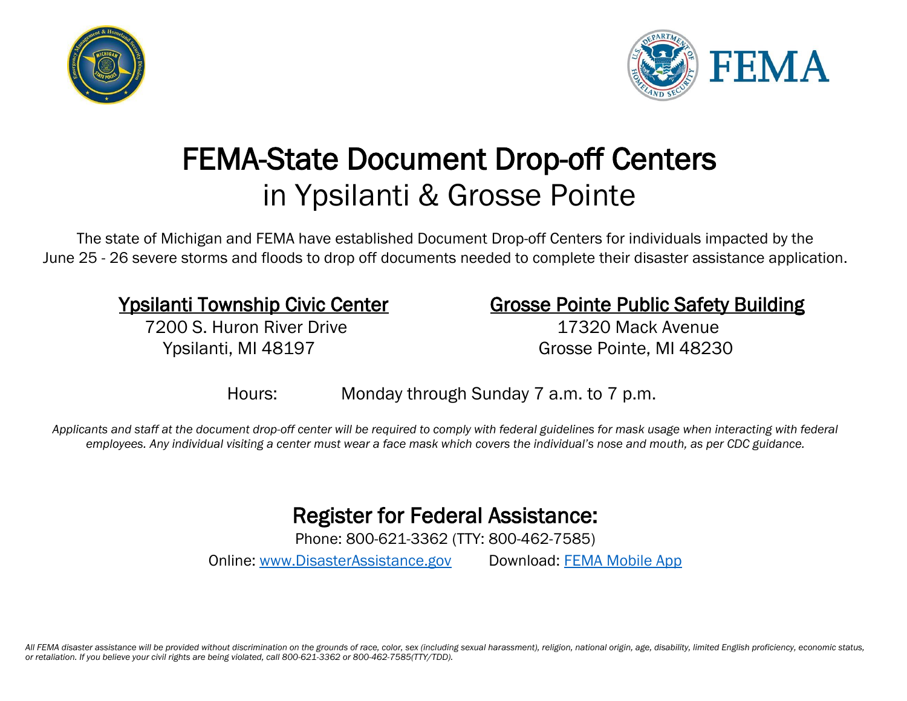# FEMA-State Document Drop-off Centers in Ypsilanti & Grosse Pointe

The state of Michigan and FEMA have established Document Drop-off Centers for individuals impacted by the June 25 - 26 severe storms and floods to drop off documents needed to complete their disaster assistance application.

**Ypsilanti Township Civic Center**
7200 S. Huron River Drive
Ypsilanti, MI 48197

**Grosse Pointe Public Safety Building**
17320 Mack Avenue
Grosse Pointe, MI 48230

Hours: Monday through Sunday 7 a.m. to 7 p.m.

*Applicants and staff at the document drop-off center will be required to comply with federal guidelines for mask usage when interacting with federal employees. Any individual visiting a center must wear a face mask which covers the individual's nose and mouth, as per CDC guidance.*

## Register for Federal Assistance:

Phone: 800-621-3362 (TTY: 800-462-7585)

Online: [www.DisasterAssistance.gov](www.DisasterAssistance.gov) Download: FEMA Mobile App

*All FEMA disaster assistance will be provided without discrimination on the grounds of race, color, sex (including sexual harassment), religion, national origin, age, disability, limited English proficiency, economic status, or retaliation. If you believe your civil rights are being violated, call 800-621-3362 or 800-462-7585(TTY/TDD).*